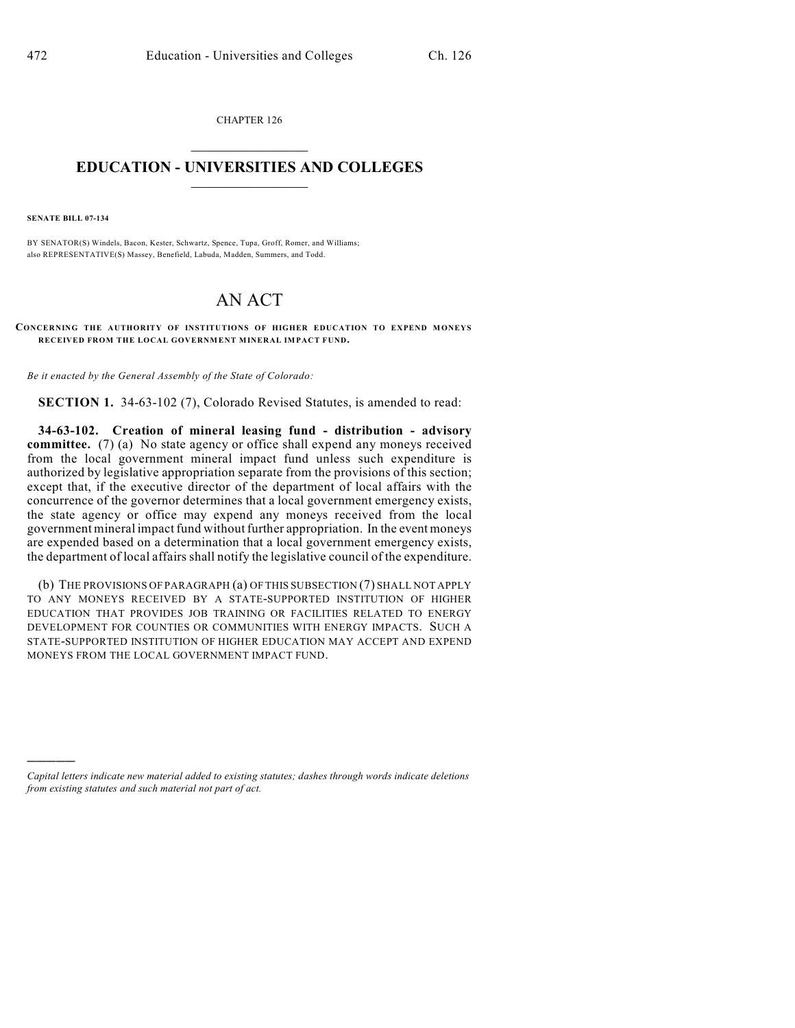CHAPTER 126

# EDUCATION - UNIVERSITIES AND COLLEGES

**SENATE BILL 07-134**

BY SENATOR(S) Windels, Bacon, Kester, Schwartz, Spence, Tupa, Groff, Romer, and Williams;
also REPRESENTATIVE(S) Massey, Benefield, Labuda, Madden, Summers, and Todd.

# AN ACT

**CONCERNING THE AUTHORITY OF INSTITUTIONS OF HIGHER EDUCATION TO EXPEND MONEYS RECEIVED FROM THE LOCAL GOVERNMENT MINERAL IMPACT FUND.**

*Be it enacted by the General Assembly of the State of Colorado:*

**SECTION 1.** 34-63-102 (7), Colorado Revised Statutes, is amended to read:

**34-63-102. Creation of mineral leasing fund - distribution - advisory committee.** (7) (a) No state agency or office shall expend any moneys received from the local government mineral impact fund unless such expenditure is authorized by legislative appropriation separate from the provisions of this section; except that, if the executive director of the department of local affairs with the concurrence of the governor determines that a local government emergency exists, the state agency or office may expend any moneys received from the local government mineral impact fund without further appropriation. In the event moneys are expended based on a determination that a local government emergency exists, the department of local affairs shall notify the legislative council of the expenditure.

(b) THE PROVISIONS OF PARAGRAPH (a) OF THIS SUBSECTION (7) SHALL NOT APPLY TO ANY MONEYS RECEIVED BY A STATE-SUPPORTED INSTITUTION OF HIGHER EDUCATION THAT PROVIDES JOB TRAINING OR FACILITIES RELATED TO ENERGY DEVELOPMENT FOR COUNTIES OR COMMUNITIES WITH ENERGY IMPACTS. SUCH A STATE-SUPPORTED INSTITUTION OF HIGHER EDUCATION MAY ACCEPT AND EXPEND MONEYS FROM THE LOCAL GOVERNMENT IMPACT FUND.

---

*Capital letters indicate new material added to existing statutes; dashes through words indicate deletions from existing statutes and such material not part of act.*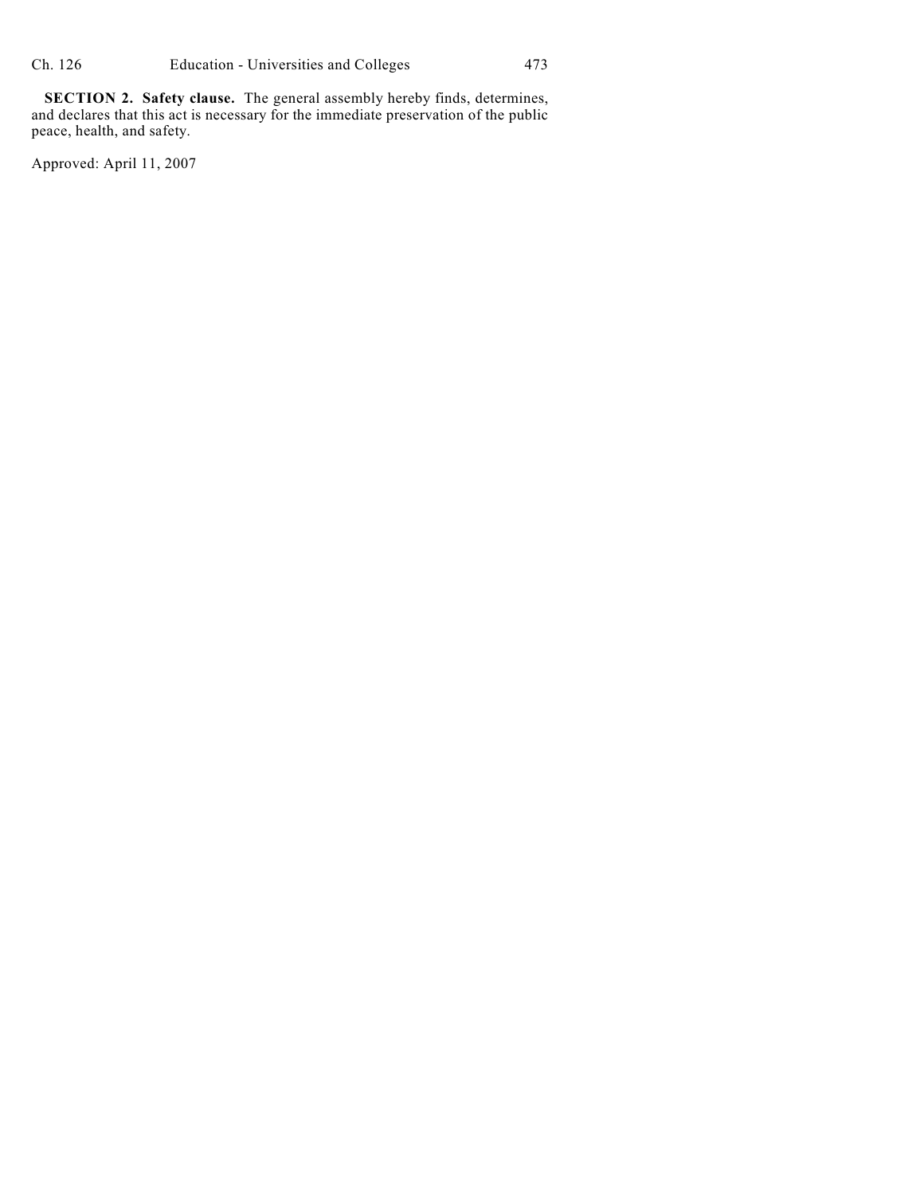**SECTION 2. Safety clause.** The general assembly hereby finds, determines, and declares that this act is necessary for the immediate preservation of the public peace, health, and safety.

Approved: April 11, 2007